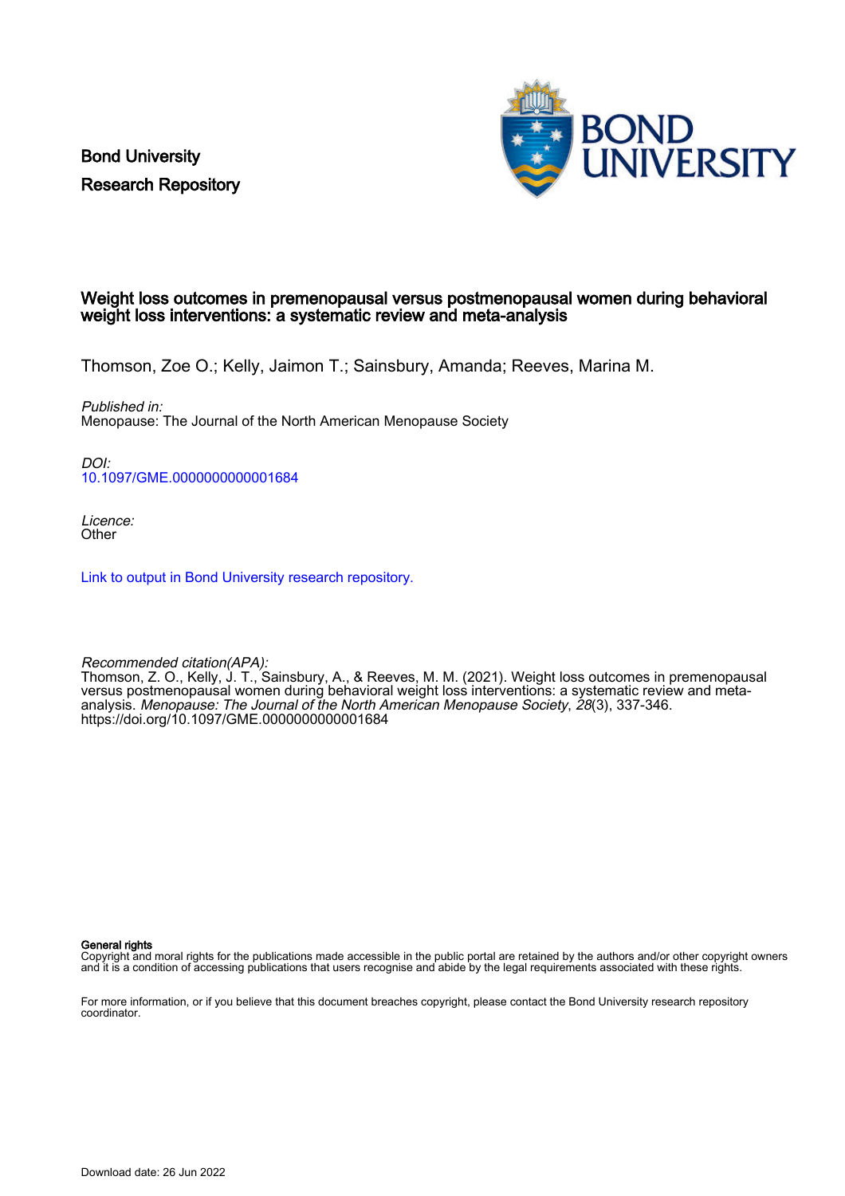Bond University
Research Repository

# Weight loss outcomes in premenopausal versus postmenopausal women during behavioral weight loss interventions: a systematic review and meta-analysis

Thomson, Zoe O.; Kelly, Jaimon T.; Sainsbury, Amanda; Reeves, Marina M.

*Published in:*
Menopause: The Journal of the North American Menopause Society

*DOI:*
10.1097/GME.0000000000001684

*Licence:*
Other

Link to output in Bond University research repository.

*Recommended citation(APA):*
Thomson, Z. O., Kelly, J. T., Sainsbury, A., & Reeves, M. M. (2021). Weight loss outcomes in premenopausal versus postmenopausal women during behavioral weight loss interventions: a systematic review and meta-analysis. *Menopause: The Journal of the North American Menopause Society*, *28*(3), 337-346. https://doi.org/10.1097/GME.0000000000001684

**General rights**
Copyright and moral rights for the publications made accessible in the public portal are retained by the authors and/or other copyright owners and it is a condition of accessing publications that users recognise and abide by the legal requirements associated with these rights.

For more information, or if you believe that this document breaches copyright, please contact the Bond University research repository coordinator.

Download date: 26 Jun 2022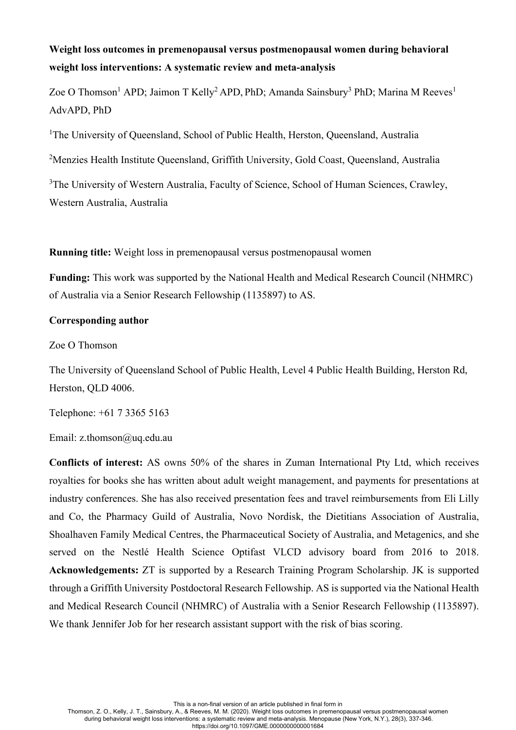**Weight loss outcomes in premenopausal versus postmenopausal women during behavioral weight loss interventions: A systematic review and meta-analysis**

Zoe O Thomson[1] APD; Jaimon T Kelly[2] APD, PhD; Amanda Sainsbury[3] PhD; Marina M Reeves[1] AdvAPD, PhD

[1]The University of Queensland, School of Public Health, Herston, Queensland, Australia

[2]Menzies Health Institute Queensland, Griffith University, Gold Coast, Queensland, Australia

[3]The University of Western Australia, Faculty of Science, School of Human Sciences, Crawley, Western Australia, Australia

**Running title:** Weight loss in premenopausal versus postmenopausal women

**Funding:** This work was supported by the National Health and Medical Research Council (NHMRC) of Australia via a Senior Research Fellowship (1135897) to AS.

**Corresponding author**

Zoe O Thomson

The University of Queensland School of Public Health, Level 4 Public Health Building, Herston Rd, Herston, QLD 4006.

Telephone: +61 7 3365 5163

Email: z.thomson@uq.edu.au

**Conflicts of interest:** AS owns 50% of the shares in Zuman International Pty Ltd, which receives royalties for books she has written about adult weight management, and payments for presentations at industry conferences. She has also received presentation fees and travel reimbursements from Eli Lilly and Co, the Pharmacy Guild of Australia, Novo Nordisk, the Dietitians Association of Australia, Shoalhaven Family Medical Centres, the Pharmaceutical Society of Australia, and Metagenics, and she served on the Nestlé Health Science Optifast VLCD advisory board from 2016 to 2018. **Acknowledgements:** ZT is supported by a Research Training Program Scholarship. JK is supported through a Griffith University Postdoctoral Research Fellowship. AS is supported via the National Health and Medical Research Council (NHMRC) of Australia with a Senior Research Fellowship (1135897). We thank Jennifer Job for her research assistant support with the risk of bias scoring.

This is a non-final version of an article published in final form in
Thomson, Z. O., Kelly, J. T., Sainsbury, A., & Reeves, M. M. (2020). Weight loss outcomes in premenopausal versus postmenopausal women during behavioral weight loss interventions: a systematic review and meta-analysis. Menopause (New York, N.Y.), 28(3), 337-346.
https://doi.org/10.1097/GME.0000000000001684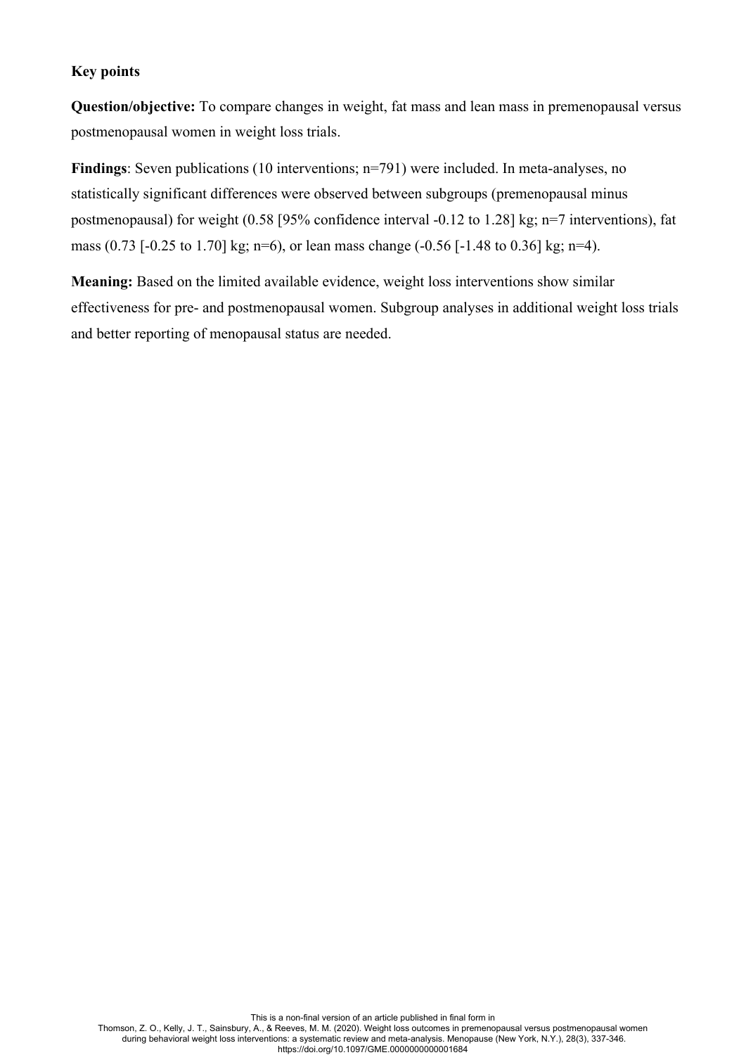## Key points

**Question/objective:** To compare changes in weight, fat mass and lean mass in premenopausal versus postmenopausal women in weight loss trials.

**Findings**: Seven publications (10 interventions; n=791) were included. In meta-analyses, no statistically significant differences were observed between subgroups (premenopausal minus postmenopausal) for weight (0.58 [95% confidence interval -0.12 to 1.28] kg; n=7 interventions), fat mass (0.73 [-0.25 to 1.70] kg; n=6), or lean mass change (-0.56 [-1.48 to 0.36] kg; n=4).

**Meaning:** Based on the limited available evidence, weight loss interventions show similar effectiveness for pre- and postmenopausal women. Subgroup analyses in additional weight loss trials and better reporting of menopausal status are needed.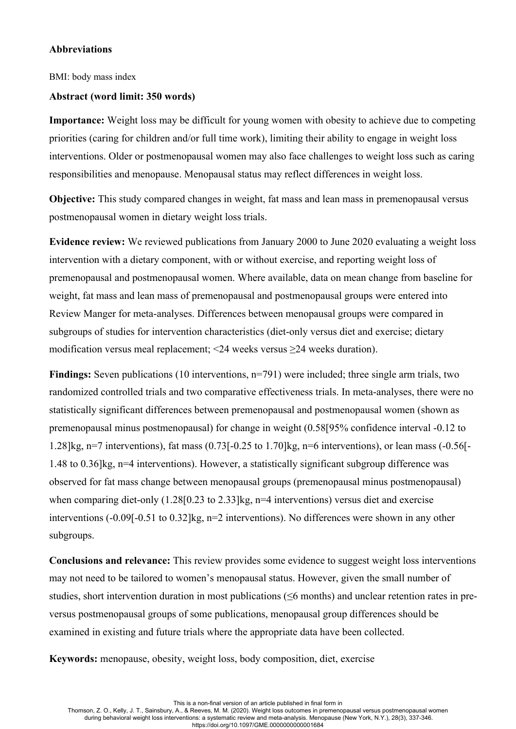**Abbreviations**

BMI: body mass index

**Abstract (word limit: 350 words)**

**Importance:** Weight loss may be difficult for young women with obesity to achieve due to competing priorities (caring for children and/or full time work), limiting their ability to engage in weight loss interventions. Older or postmenopausal women may also face challenges to weight loss such as caring responsibilities and menopause. Menopausal status may reflect differences in weight loss.

**Objective:** This study compared changes in weight, fat mass and lean mass in premenopausal versus postmenopausal women in dietary weight loss trials.

**Evidence review:** We reviewed publications from January 2000 to June 2020 evaluating a weight loss intervention with a dietary component, with or without exercise, and reporting weight loss of premenopausal and postmenopausal women. Where available, data on mean change from baseline for weight, fat mass and lean mass of premenopausal and postmenopausal groups were entered into Review Manger for meta-analyses. Differences between menopausal groups were compared in subgroups of studies for intervention characteristics (diet-only versus diet and exercise; dietary modification versus meal replacement; <24 weeks versus ≥24 weeks duration).

**Findings:** Seven publications (10 interventions, n=791) were included; three single arm trials, two randomized controlled trials and two comparative effectiveness trials. In meta-analyses, there were no statistically significant differences between premenopausal and postmenopausal women (shown as premenopausal minus postmenopausal) for change in weight (0.58[95% confidence interval -0.12 to 1.28]kg, n=7 interventions), fat mass (0.73[-0.25 to 1.70]kg, n=6 interventions), or lean mass (-0.56[-1.48 to 0.36]kg, n=4 interventions). However, a statistically significant subgroup difference was observed for fat mass change between menopausal groups (premenopausal minus postmenopausal) when comparing diet-only (1.28[0.23 to 2.33]kg, n=4 interventions) versus diet and exercise interventions (-0.09[-0.51 to 0.32]kg, n=2 interventions). No differences were shown in any other subgroups.

**Conclusions and relevance:** This review provides some evidence to suggest weight loss interventions may not need to be tailored to women's menopausal status. However, given the small number of studies, short intervention duration in most publications (≤6 months) and unclear retention rates in pre- versus postmenopausal groups of some publications, menopausal group differences should be examined in existing and future trials where the appropriate data have been collected.

**Keywords:** menopause, obesity, weight loss, body composition, diet, exercise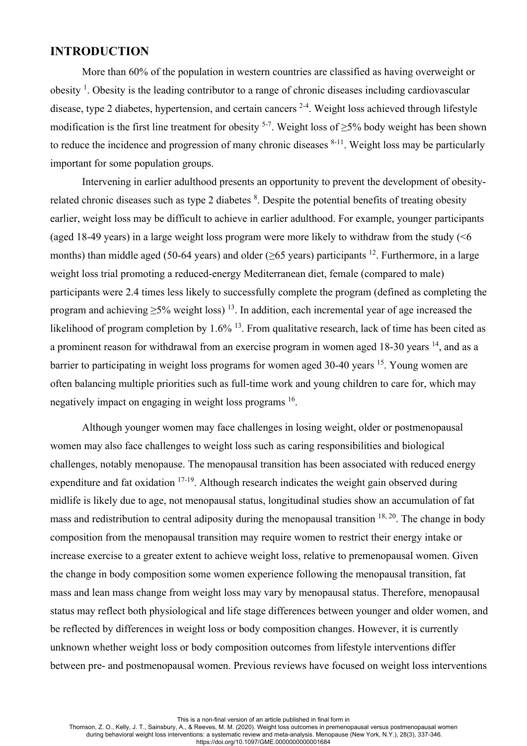## INTRODUCTION

More than 60% of the population in western countries are classified as having overweight or obesity [1]. Obesity is the leading contributor to a range of chronic diseases including cardiovascular disease, type 2 diabetes, hypertension, and certain cancers [2-4]. Weight loss achieved through lifestyle modification is the first line treatment for obesity [5-7]. Weight loss of ≥5% body weight has been shown to reduce the incidence and progression of many chronic diseases [8-11]. Weight loss may be particularly important for some population groups.

Intervening in earlier adulthood presents an opportunity to prevent the development of obesity-related chronic diseases such as type 2 diabetes [8]. Despite the potential benefits of treating obesity earlier, weight loss may be difficult to achieve in earlier adulthood. For example, younger participants (aged 18-49 years) in a large weight loss program were more likely to withdraw from the study (<6 months) than middle aged (50-64 years) and older (≥65 years) participants [12]. Furthermore, in a large weight loss trial promoting a reduced-energy Mediterranean diet, female (compared to male) participants were 2.4 times less likely to successfully complete the program (defined as completing the program and achieving ≥5% weight loss) [13]. In addition, each incremental year of age increased the likelihood of program completion by 1.6% [13]. From qualitative research, lack of time has been cited as a prominent reason for withdrawal from an exercise program in women aged 18-30 years [14], and as a barrier to participating in weight loss programs for women aged 30-40 years [15]. Young women are often balancing multiple priorities such as full-time work and young children to care for, which may negatively impact on engaging in weight loss programs [16].

Although younger women may face challenges in losing weight, older or postmenopausal women may also face challenges to weight loss such as caring responsibilities and biological challenges, notably menopause. The menopausal transition has been associated with reduced energy expenditure and fat oxidation [17-19]. Although research indicates the weight gain observed during midlife is likely due to age, not menopausal status, longitudinal studies show an accumulation of fat mass and redistribution to central adiposity during the menopausal transition [18, 20]. The change in body composition from the menopausal transition may require women to restrict their energy intake or increase exercise to a greater extent to achieve weight loss, relative to premenopausal women. Given the change in body composition some women experience following the menopausal transition, fat mass and lean mass change from weight loss may vary by menopausal status. Therefore, menopausal status may reflect both physiological and life stage differences between younger and older women, and be reflected by differences in weight loss or body composition changes. However, it is currently unknown whether weight loss or body composition outcomes from lifestyle interventions differ between pre- and postmenopausal women. Previous reviews have focused on weight loss interventions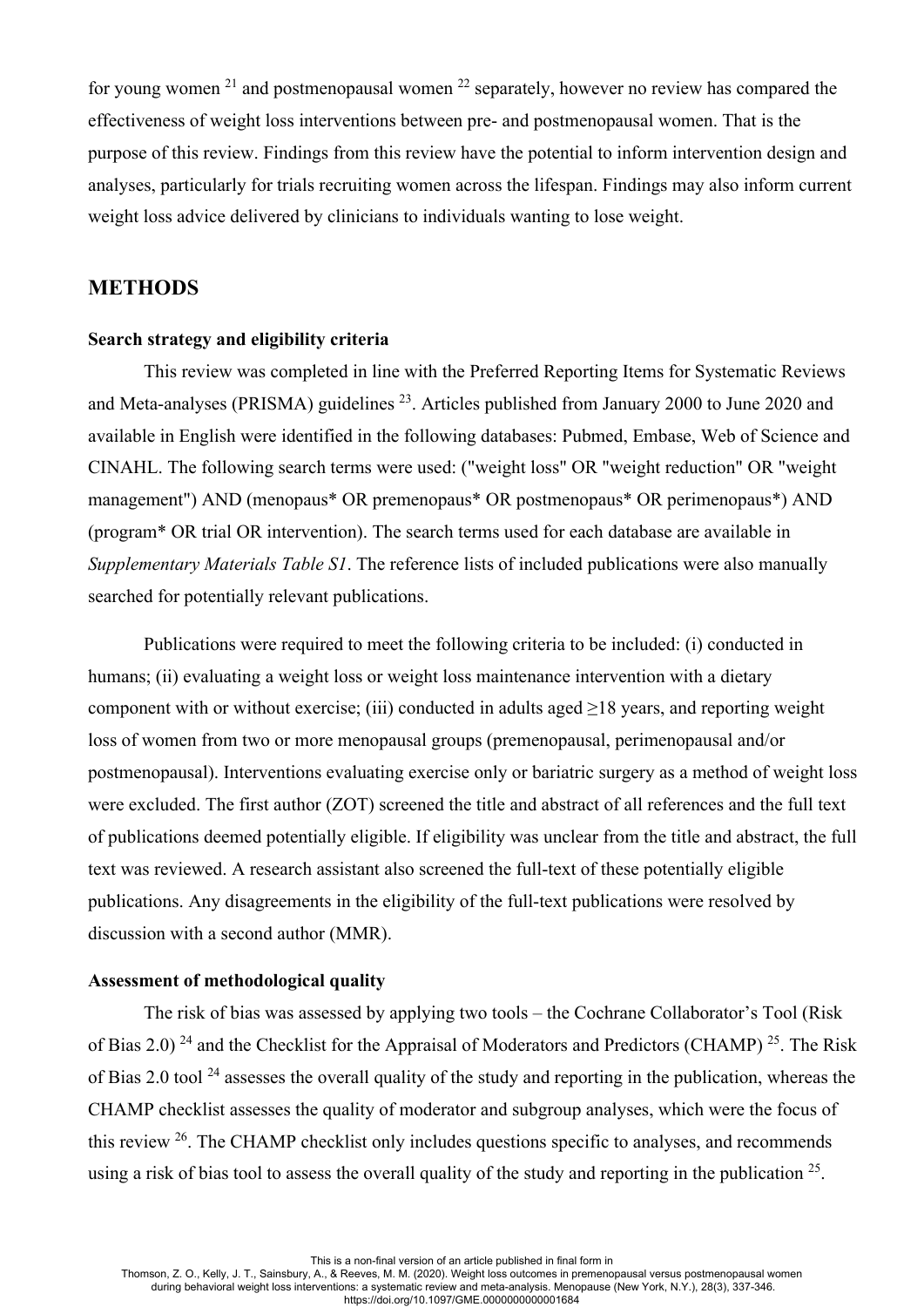for young women [21] and postmenopausal women [22] separately, however no review has compared the effectiveness of weight loss interventions between pre- and postmenopausal women. That is the purpose of this review. Findings from this review have the potential to inform intervention design and analyses, particularly for trials recruiting women across the lifespan. Findings may also inform current weight loss advice delivered by clinicians to individuals wanting to lose weight.

## METHODS

### Search strategy and eligibility criteria

This review was completed in line with the Preferred Reporting Items for Systematic Reviews and Meta-analyses (PRISMA) guidelines [23]. Articles published from January 2000 to June 2020 and available in English were identified in the following databases: Pubmed, Embase, Web of Science and CINAHL. The following search terms were used: ("weight loss" OR "weight reduction" OR "weight management") AND (menopaus* OR premenopaus* OR postmenopaus* OR perimenopaus*) AND (program* OR trial OR intervention). The search terms used for each database are available in *Supplementary Materials Table S1*. The reference lists of included publications were also manually searched for potentially relevant publications.

Publications were required to meet the following criteria to be included: (i) conducted in humans; (ii) evaluating a weight loss or weight loss maintenance intervention with a dietary component with or without exercise; (iii) conducted in adults aged ≥18 years, and reporting weight loss of women from two or more menopausal groups (premenopausal, perimenopausal and/or postmenopausal). Interventions evaluating exercise only or bariatric surgery as a method of weight loss were excluded. The first author (ZOT) screened the title and abstract of all references and the full text of publications deemed potentially eligible. If eligibility was unclear from the title and abstract, the full text was reviewed. A research assistant also screened the full-text of these potentially eligible publications. Any disagreements in the eligibility of the full-text publications were resolved by discussion with a second author (MMR).

### Assessment of methodological quality

The risk of bias was assessed by applying two tools – the Cochrane Collaborator's Tool (Risk of Bias 2.0) [24] and the Checklist for the Appraisal of Moderators and Predictors (CHAMP) [25]. The Risk of Bias 2.0 tool [24] assesses the overall quality of the study and reporting in the publication, whereas the CHAMP checklist assesses the quality of moderator and subgroup analyses, which were the focus of this review [26]. The CHAMP checklist only includes questions specific to analyses, and recommends using a risk of bias tool to assess the overall quality of the study and reporting in the publication [25].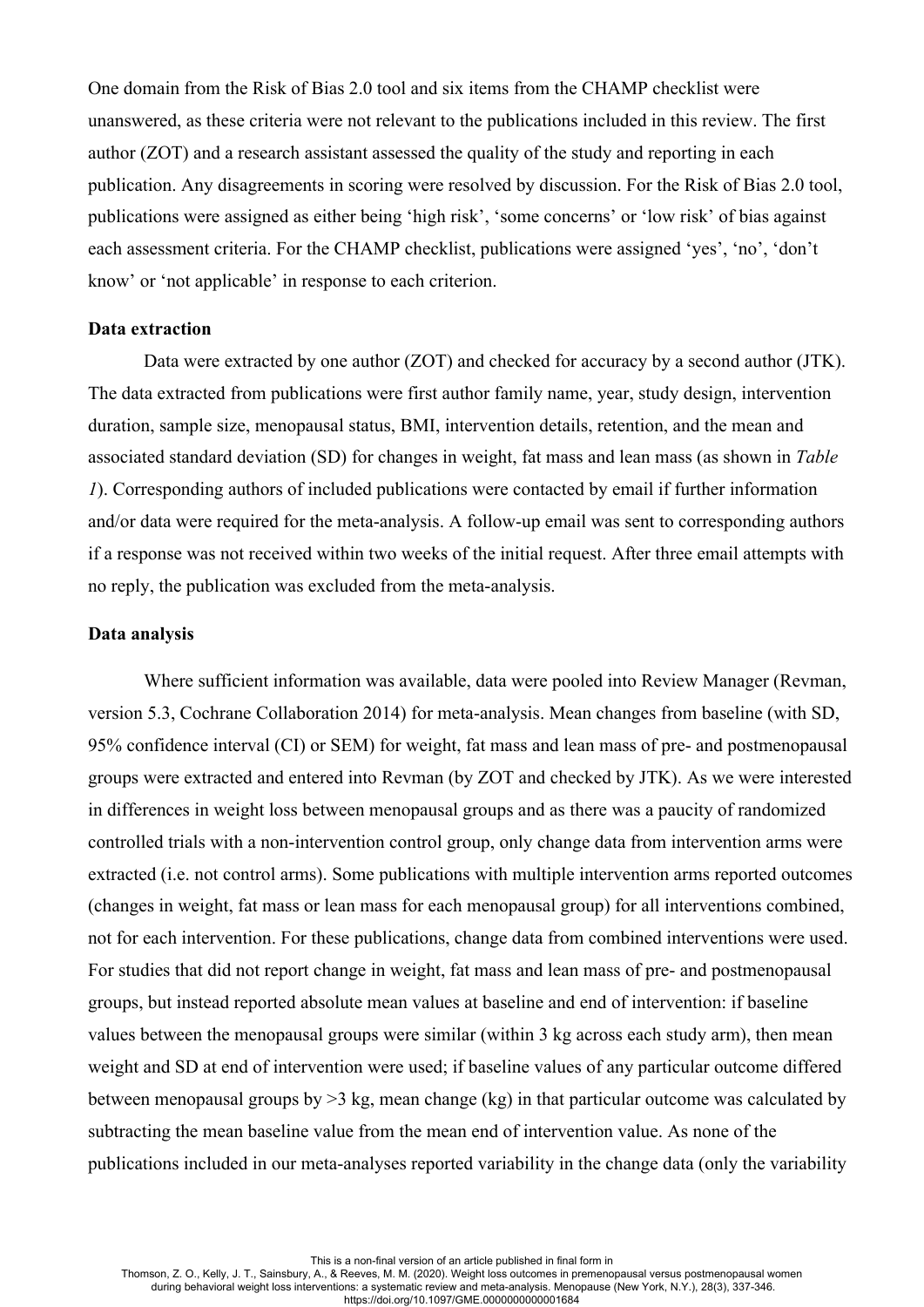One domain from the Risk of Bias 2.0 tool and six items from the CHAMP checklist were unanswered, as these criteria were not relevant to the publications included in this review. The first author (ZOT) and a research assistant assessed the quality of the study and reporting in each publication. Any disagreements in scoring were resolved by discussion. For the Risk of Bias 2.0 tool, publications were assigned as either being 'high risk', 'some concerns' or 'low risk' of bias against each assessment criteria. For the CHAMP checklist, publications were assigned 'yes', 'no', 'don't know' or 'not applicable' in response to each criterion.

**Data extraction**

Data were extracted by one author (ZOT) and checked for accuracy by a second author (JTK). The data extracted from publications were first author family name, year, study design, intervention duration, sample size, menopausal status, BMI, intervention details, retention, and the mean and associated standard deviation (SD) for changes in weight, fat mass and lean mass (as shown in *Table 1*). Corresponding authors of included publications were contacted by email if further information and/or data were required for the meta-analysis. A follow-up email was sent to corresponding authors if a response was not received within two weeks of the initial request. After three email attempts with no reply, the publication was excluded from the meta-analysis.

**Data analysis**

Where sufficient information was available, data were pooled into Review Manager (Revman, version 5.3, Cochrane Collaboration 2014) for meta-analysis. Mean changes from baseline (with SD, 95% confidence interval (CI) or SEM) for weight, fat mass and lean mass of pre- and postmenopausal groups were extracted and entered into Revman (by ZOT and checked by JTK). As we were interested in differences in weight loss between menopausal groups and as there was a paucity of randomized controlled trials with a non-intervention control group, only change data from intervention arms were extracted (i.e. not control arms). Some publications with multiple intervention arms reported outcomes (changes in weight, fat mass or lean mass for each menopausal group) for all interventions combined, not for each intervention. For these publications, change data from combined interventions were used. For studies that did not report change in weight, fat mass and lean mass of pre- and postmenopausal groups, but instead reported absolute mean values at baseline and end of intervention: if baseline values between the menopausal groups were similar (within 3 kg across each study arm), then mean weight and SD at end of intervention were used; if baseline values of any particular outcome differed between menopausal groups by >3 kg, mean change (kg) in that particular outcome was calculated by subtracting the mean baseline value from the mean end of intervention value. As none of the publications included in our meta-analyses reported variability in the change data (only the variability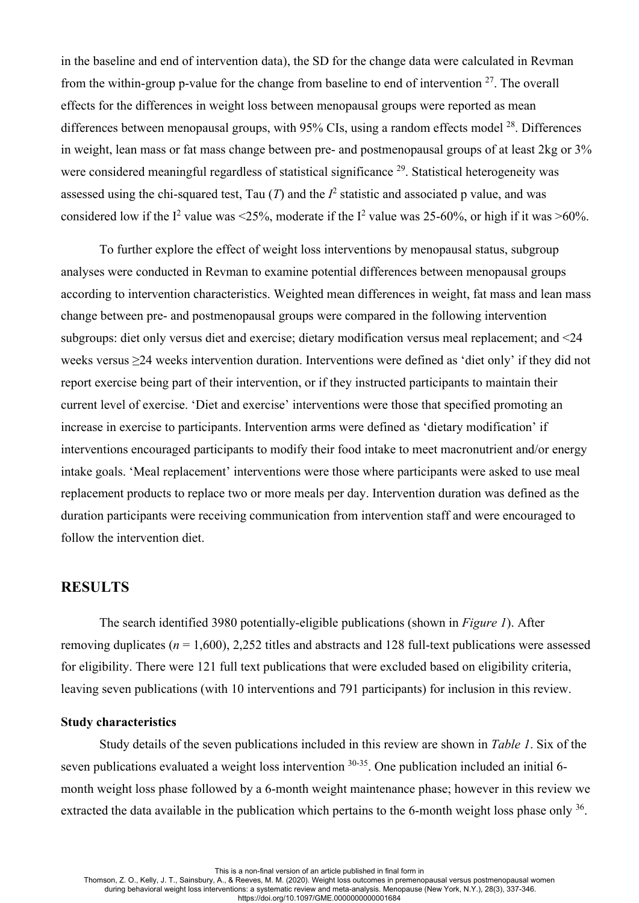in the baseline and end of intervention data), the SD for the change data were calculated in Revman from the within-group p-value for the change from baseline to end of intervention [27]. The overall effects for the differences in weight loss between menopausal groups were reported as mean differences between menopausal groups, with 95% CIs, using a random effects model [28]. Differences in weight, lean mass or fat mass change between pre- and postmenopausal groups of at least 2kg or 3% were considered meaningful regardless of statistical significance [29]. Statistical heterogeneity was assessed using the chi-squared test, Tau ($T$) and the $I^2$ statistic and associated p value, and was considered low if the $I^2$ value was <25%, moderate if the $I^2$ value was 25-60%, or high if it was >60%.

To further explore the effect of weight loss interventions by menopausal status, subgroup analyses were conducted in Revman to examine potential differences between menopausal groups according to intervention characteristics. Weighted mean differences in weight, fat mass and lean mass change between pre- and postmenopausal groups were compared in the following intervention subgroups: diet only versus diet and exercise; dietary modification versus meal replacement; and <24 weeks versus ≥24 weeks intervention duration. Interventions were defined as 'diet only' if they did not report exercise being part of their intervention, or if they instructed participants to maintain their current level of exercise. 'Diet and exercise' interventions were those that specified promoting an increase in exercise to participants. Intervention arms were defined as 'dietary modification' if interventions encouraged participants to modify their food intake to meet macronutrient and/or energy intake goals. 'Meal replacement' interventions were those where participants were asked to use meal replacement products to replace two or more meals per day. Intervention duration was defined as the duration participants were receiving communication from intervention staff and were encouraged to follow the intervention diet.

## RESULTS

The search identified 3980 potentially-eligible publications (shown in *Figure 1*). After removing duplicates (*n* = 1,600), 2,252 titles and abstracts and 128 full-text publications were assessed for eligibility. There were 121 full text publications that were excluded based on eligibility criteria, leaving seven publications (with 10 interventions and 791 participants) for inclusion in this review.

### Study characteristics

Study details of the seven publications included in this review are shown in *Table 1*. Six of the seven publications evaluated a weight loss intervention [30-35]. One publication included an initial 6-month weight loss phase followed by a 6-month weight maintenance phase; however in this review we extracted the data available in the publication which pertains to the 6-month weight loss phase only [36].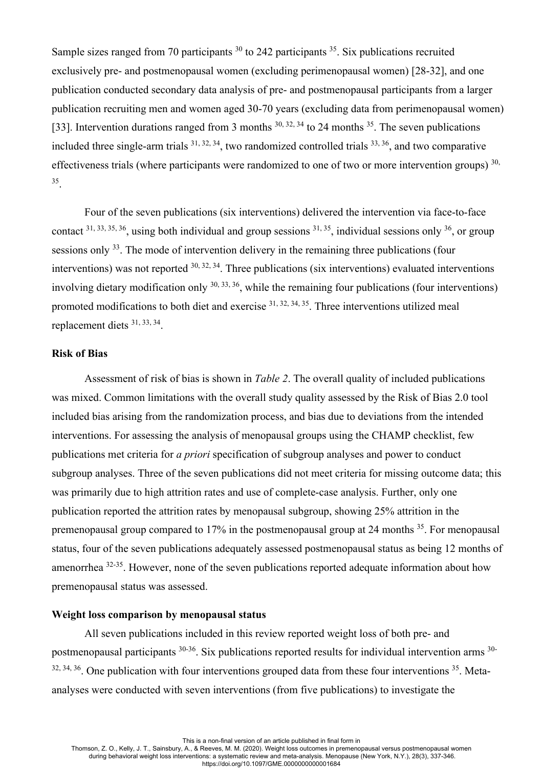Sample sizes ranged from 70 participants [30] to 242 participants [35]. Six publications recruited exclusively pre- and postmenopausal women (excluding perimenopausal women) [28-32], and one publication conducted secondary data analysis of pre- and postmenopausal participants from a larger publication recruiting men and women aged 30-70 years (excluding data from perimenopausal women) [33]. Intervention durations ranged from 3 months [30, 32, 34] to 24 months [35]. The seven publications included three single-arm trials [31, 32, 34], two randomized controlled trials [33, 36], and two comparative effectiveness trials (where participants were randomized to one of two or more intervention groups) [30, 35].

Four of the seven publications (six interventions) delivered the intervention via face-to-face contact [31, 33, 35, 36], using both individual and group sessions [31, 35], individual sessions only [36], or group sessions only [33]. The mode of intervention delivery in the remaining three publications (four interventions) was not reported [30, 32, 34]. Three publications (six interventions) evaluated interventions involving dietary modification only [30, 33, 36], while the remaining four publications (four interventions) promoted modifications to both diet and exercise [31, 32, 34, 35]. Three interventions utilized meal replacement diets [31, 33, 34].

**Risk of Bias**

Assessment of risk of bias is shown in *Table 2*. The overall quality of included publications was mixed. Common limitations with the overall study quality assessed by the Risk of Bias 2.0 tool included bias arising from the randomization process, and bias due to deviations from the intended interventions. For assessing the analysis of menopausal groups using the CHAMP checklist, few publications met criteria for *a priori* specification of subgroup analyses and power to conduct subgroup analyses. Three of the seven publications did not meet criteria for missing outcome data; this was primarily due to high attrition rates and use of complete-case analysis. Further, only one publication reported the attrition rates by menopausal subgroup, showing 25% attrition in the premenopausal group compared to 17% in the postmenopausal group at 24 months [35]. For menopausal status, four of the seven publications adequately assessed postmenopausal status as being 12 months of amenorrhea [32-35]. However, none of the seven publications reported adequate information about how premenopausal status was assessed.

**Weight loss comparison by menopausal status**

All seven publications included in this review reported weight loss of both pre- and postmenopausal participants [30-36]. Six publications reported results for individual intervention arms [30-32, 34, 36]. One publication with four interventions grouped data from these four interventions [35]. Meta-analyses were conducted with seven interventions (from five publications) to investigate the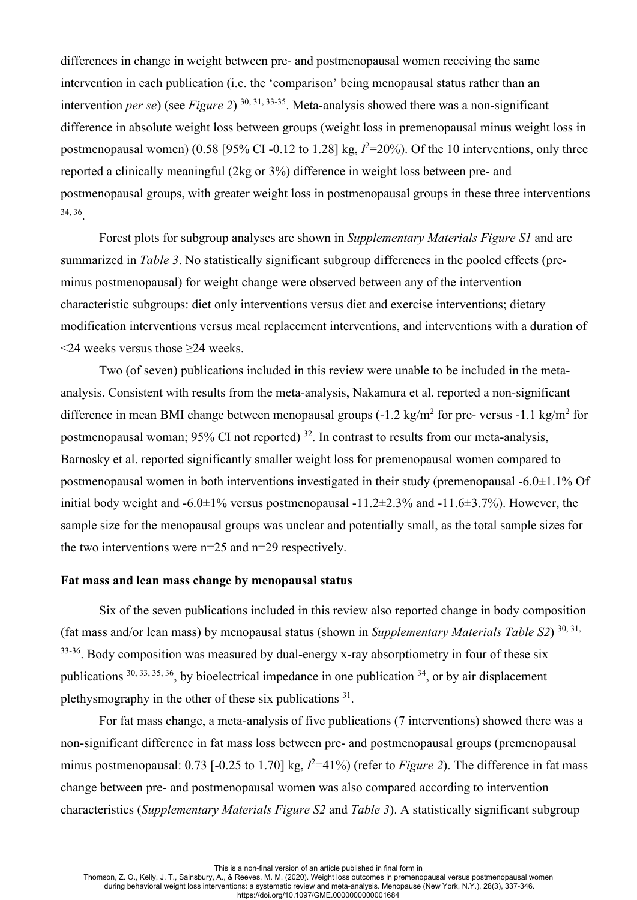differences in change in weight between pre- and postmenopausal women receiving the same intervention in each publication (i.e. the 'comparison' being menopausal status rather than an intervention *per se*) (see *Figure 2*) [30, 31, 33-35]. Meta-analysis showed there was a non-significant difference in absolute weight loss between groups (weight loss in premenopausal minus weight loss in postmenopausal women) (0.58 [95% CI -0.12 to 1.28] kg, $I^2$=20%). Of the 10 interventions, only three reported a clinically meaningful (2kg or 3%) difference in weight loss between pre- and postmenopausal groups, with greater weight loss in postmenopausal groups in these three interventions [34, 36].

Forest plots for subgroup analyses are shown in *Supplementary Materials Figure S1* and are summarized in *Table 3*. No statistically significant subgroup differences in the pooled effects (pre- minus postmenopausal) for weight change were observed between any of the intervention characteristic subgroups: diet only interventions versus diet and exercise interventions; dietary modification interventions versus meal replacement interventions, and interventions with a duration of <24 weeks versus those ≥24 weeks.

Two (of seven) publications included in this review were unable to be included in the meta-analysis. Consistent with results from the meta-analysis, Nakamura et al. reported a non-significant difference in mean BMI change between menopausal groups (-1.2 kg/m$^2$ for pre- versus -1.1 kg/m$^2$ for postmenopausal woman; 95% CI not reported) [32]. In contrast to results from our meta-analysis, Barnosky et al. reported significantly smaller weight loss for premenopausal women compared to postmenopausal women in both interventions investigated in their study (premenopausal -6.0±1.1% Of initial body weight and -6.0±1% versus postmenopausal -11.2±2.3% and -11.6±3.7%). However, the sample size for the menopausal groups was unclear and potentially small, as the total sample sizes for the two interventions were n=25 and n=29 respectively.

**Fat mass and lean mass change by menopausal status**

Six of the seven publications included in this review also reported change in body composition (fat mass and/or lean mass) by menopausal status (shown in *Supplementary Materials Table S2*) [30, 31, 33-36]. Body composition was measured by dual-energy x-ray absorptiometry in four of these six publications [30, 33, 35, 36], by bioelectrical impedance in one publication [34], or by air displacement plethysmography in the other of these six publications [31].

For fat mass change, a meta-analysis of five publications (7 interventions) showed there was a non-significant difference in fat mass loss between pre- and postmenopausal groups (premenopausal minus postmenopausal: 0.73 [-0.25 to 1.70] kg, $I^2$=41%) (refer to *Figure 2*). The difference in fat mass change between pre- and postmenopausal women was also compared according to intervention characteristics (*Supplementary Materials Figure S2* and *Table 3*). A statistically significant subgroup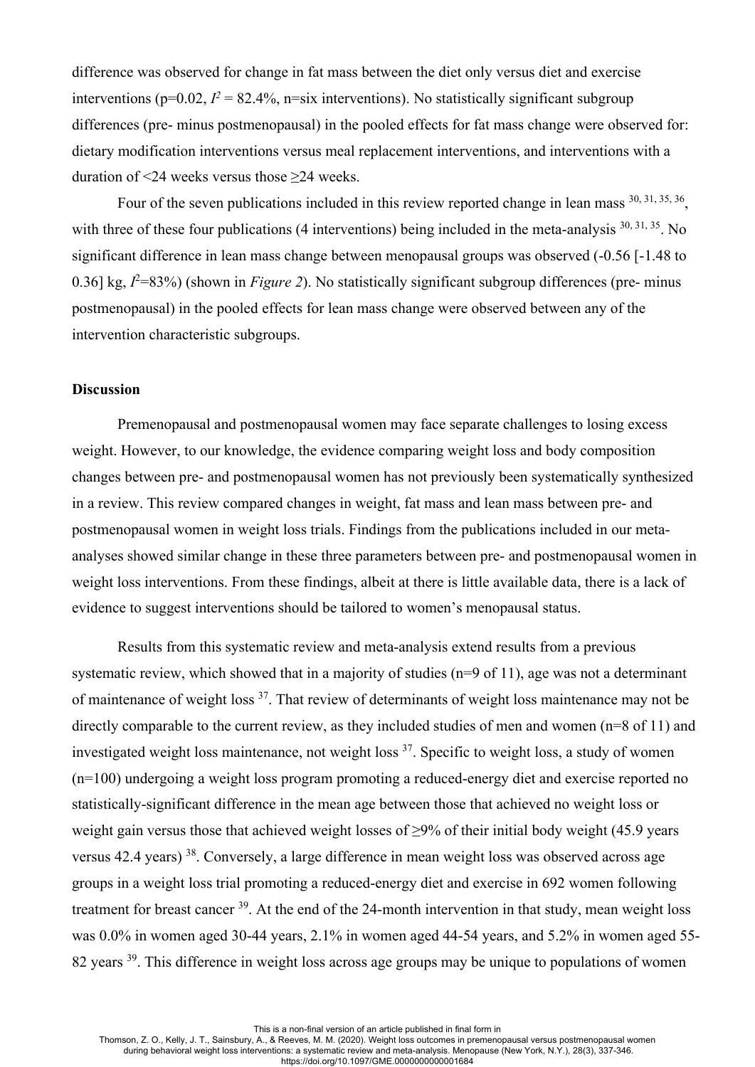difference was observed for change in fat mass between the diet only versus diet and exercise interventions (p=0.02, $I^2$ = 82.4%, n=six interventions). No statistically significant subgroup differences (pre- minus postmenopausal) in the pooled effects for fat mass change were observed for: dietary modification interventions versus meal replacement interventions, and interventions with a duration of <24 weeks versus those ≥24 weeks.

Four of the seven publications included in this review reported change in lean mass [30, 31, 35, 36], with three of these four publications (4 interventions) being included in the meta-analysis [30, 31, 35]. No significant difference in lean mass change between menopausal groups was observed (-0.56 [-1.48 to 0.36] kg, $I^2$=83%) (shown in *Figure 2*). No statistically significant subgroup differences (pre- minus postmenopausal) in the pooled effects for lean mass change were observed between any of the intervention characteristic subgroups.

## Discussion

Premenopausal and postmenopausal women may face separate challenges to losing excess weight. However, to our knowledge, the evidence comparing weight loss and body composition changes between pre- and postmenopausal women has not previously been systematically synthesized in a review. This review compared changes in weight, fat mass and lean mass between pre- and postmenopausal women in weight loss trials. Findings from the publications included in our meta-analyses showed similar change in these three parameters between pre- and postmenopausal women in weight loss interventions. From these findings, albeit at there is little available data, there is a lack of evidence to suggest interventions should be tailored to women's menopausal status.

Results from this systematic review and meta-analysis extend results from a previous systematic review, which showed that in a majority of studies (n=9 of 11), age was not a determinant of maintenance of weight loss [37]. That review of determinants of weight loss maintenance may not be directly comparable to the current review, as they included studies of men and women (n=8 of 11) and investigated weight loss maintenance, not weight loss [37]. Specific to weight loss, a study of women (n=100) undergoing a weight loss program promoting a reduced-energy diet and exercise reported no statistically-significant difference in the mean age between those that achieved no weight loss or weight gain versus those that achieved weight losses of ≥9% of their initial body weight (45.9 years versus 42.4 years) [38]. Conversely, a large difference in mean weight loss was observed across age groups in a weight loss trial promoting a reduced-energy diet and exercise in 692 women following treatment for breast cancer [39]. At the end of the 24-month intervention in that study, mean weight loss was 0.0% in women aged 30-44 years, 2.1% in women aged 44-54 years, and 5.2% in women aged 55-82 years [39]. This difference in weight loss across age groups may be unique to populations of women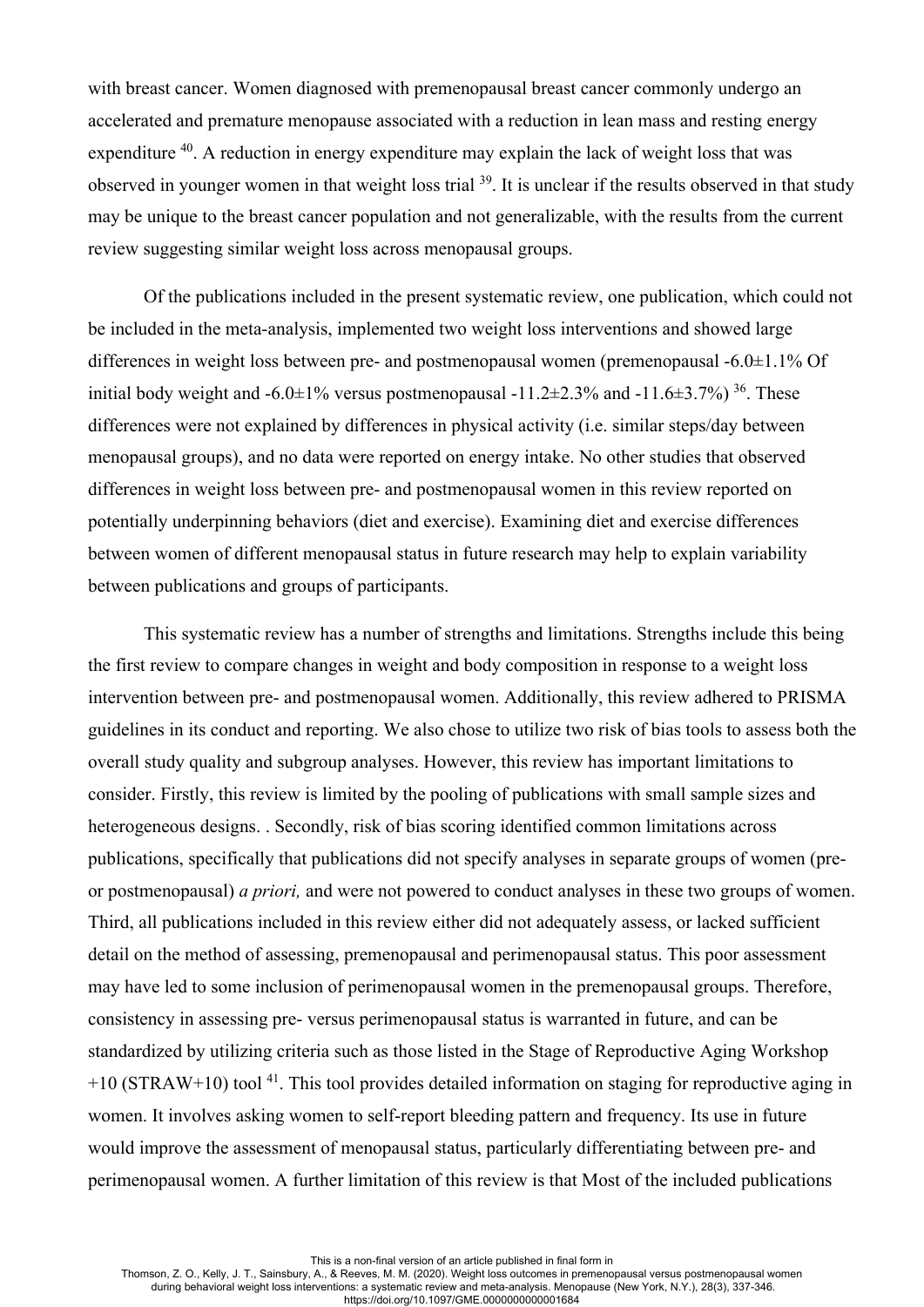with breast cancer. Women diagnosed with premenopausal breast cancer commonly undergo an accelerated and premature menopause associated with a reduction in lean mass and resting energy expenditure [40]. A reduction in energy expenditure may explain the lack of weight loss that was observed in younger women in that weight loss trial [39]. It is unclear if the results observed in that study may be unique to the breast cancer population and not generalizable, with the results from the current review suggesting similar weight loss across menopausal groups.

Of the publications included in the present systematic review, one publication, which could not be included in the meta-analysis, implemented two weight loss interventions and showed large differences in weight loss between pre- and postmenopausal women (premenopausal -6.0±1.1% Of initial body weight and -6.0±1% versus postmenopausal -11.2±2.3% and -11.6±3.7%) [36]. These differences were not explained by differences in physical activity (i.e. similar steps/day between menopausal groups), and no data were reported on energy intake. No other studies that observed differences in weight loss between pre- and postmenopausal women in this review reported on potentially underpinning behaviors (diet and exercise). Examining diet and exercise differences between women of different menopausal status in future research may help to explain variability between publications and groups of participants.

This systematic review has a number of strengths and limitations. Strengths include this being the first review to compare changes in weight and body composition in response to a weight loss intervention between pre- and postmenopausal women. Additionally, this review adhered to PRISMA guidelines in its conduct and reporting. We also chose to utilize two risk of bias tools to assess both the overall study quality and subgroup analyses. However, this review has important limitations to consider. Firstly, this review is limited by the pooling of publications with small sample sizes and heterogeneous designs. . Secondly, risk of bias scoring identified common limitations across publications, specifically that publications did not specify analyses in separate groups of women (pre- or postmenopausal) *a priori,* and were not powered to conduct analyses in these two groups of women. Third, all publications included in this review either did not adequately assess, or lacked sufficient detail on the method of assessing, premenopausal and perimenopausal status. This poor assessment may have led to some inclusion of perimenopausal women in the premenopausal groups. Therefore, consistency in assessing pre- versus perimenopausal status is warranted in future, and can be standardized by utilizing criteria such as those listed in the Stage of Reproductive Aging Workshop +10 (STRAW+10) tool [41]. This tool provides detailed information on staging for reproductive aging in women. It involves asking women to self-report bleeding pattern and frequency. Its use in future would improve the assessment of menopausal status, particularly differentiating between pre- and perimenopausal women. A further limitation of this review is that Most of the included publications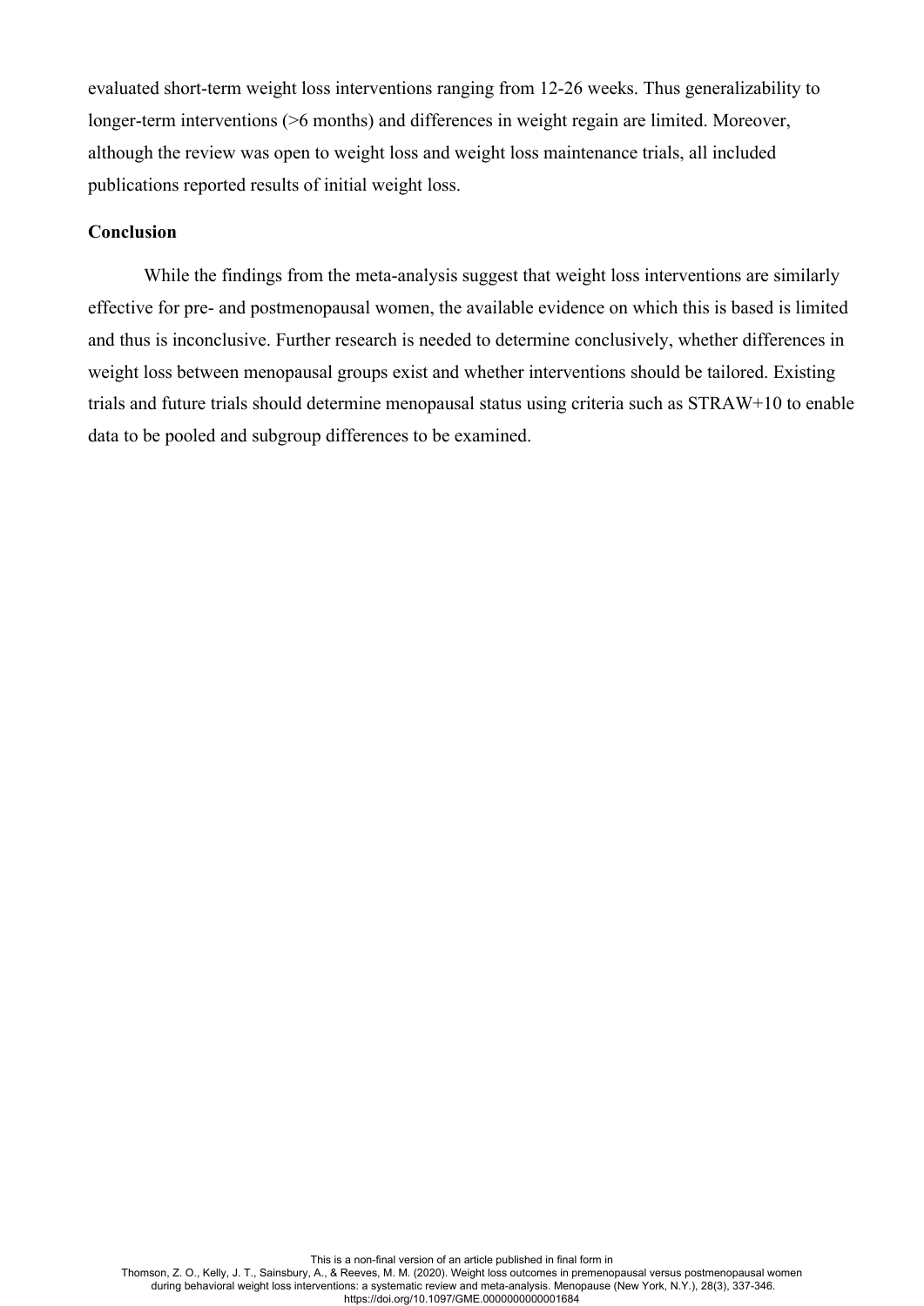evaluated short-term weight loss interventions ranging from 12-26 weeks. Thus generalizability to longer-term interventions (>6 months) and differences in weight regain are limited. Moreover, although the review was open to weight loss and weight loss maintenance trials, all included publications reported results of initial weight loss.

## Conclusion

While the findings from the meta-analysis suggest that weight loss interventions are similarly effective for pre- and postmenopausal women, the available evidence on which this is based is limited and thus is inconclusive. Further research is needed to determine conclusively, whether differences in weight loss between menopausal groups exist and whether interventions should be tailored. Existing trials and future trials should determine menopausal status using criteria such as STRAW+10 to enable data to be pooled and subgroup differences to be examined.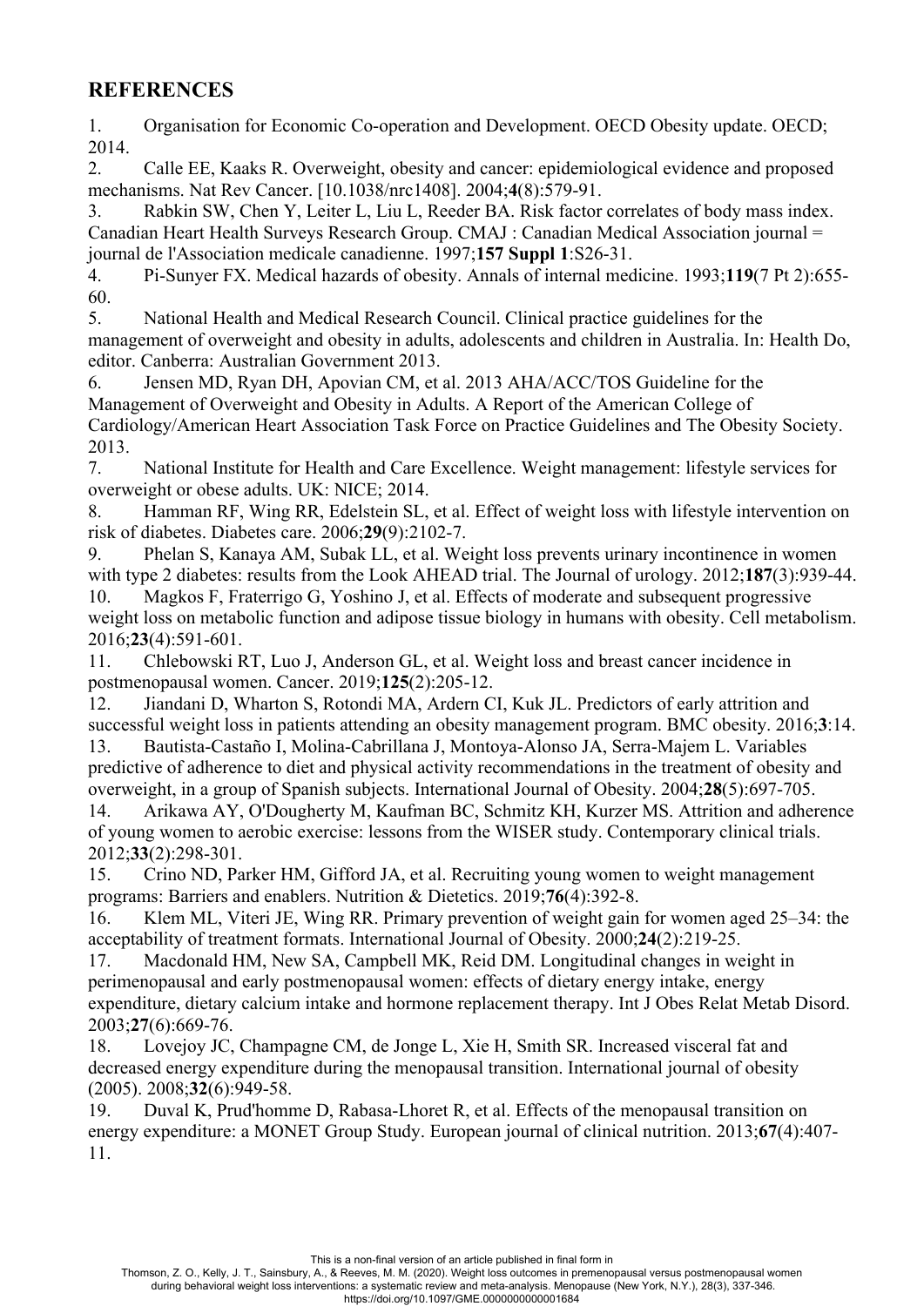## REFERENCES

1. Organisation for Economic Co-operation and Development. OECD Obesity update. OECD; 2014.
2. Calle EE, Kaaks R. Overweight, obesity and cancer: epidemiological evidence and proposed mechanisms. Nat Rev Cancer. [10.1038/nrc1408]. 2004;**4**(8):579-91.
3. Rabkin SW, Chen Y, Leiter L, Liu L, Reeder BA. Risk factor correlates of body mass index. Canadian Heart Health Surveys Research Group. CMAJ : Canadian Medical Association journal = journal de l'Association medicale canadienne. 1997;**157 Suppl 1**:S26-31.
4. Pi-Sunyer FX. Medical hazards of obesity. Annals of internal medicine. 1993;**119**(7 Pt 2):655-60.
5. National Health and Medical Research Council. Clinical practice guidelines for the management of overweight and obesity in adults, adolescents and children in Australia. In: Health Do, editor. Canberra: Australian Government 2013.
6. Jensen MD, Ryan DH, Apovian CM, et al. 2013 AHA/ACC/TOS Guideline for the Management of Overweight and Obesity in Adults. A Report of the American College of Cardiology/American Heart Association Task Force on Practice Guidelines and The Obesity Society. 2013.
7. National Institute for Health and Care Excellence. Weight management: lifestyle services for overweight or obese adults. UK: NICE; 2014.
8. Hamman RF, Wing RR, Edelstein SL, et al. Effect of weight loss with lifestyle intervention on risk of diabetes. Diabetes care. 2006;**29**(9):2102-7.
9. Phelan S, Kanaya AM, Subak LL, et al. Weight loss prevents urinary incontinence in women with type 2 diabetes: results from the Look AHEAD trial. The Journal of urology. 2012;**187**(3):939-44.
10. Magkos F, Fraterrigo G, Yoshino J, et al. Effects of moderate and subsequent progressive weight loss on metabolic function and adipose tissue biology in humans with obesity. Cell metabolism. 2016;**23**(4):591-601.
11. Chlebowski RT, Luo J, Anderson GL, et al. Weight loss and breast cancer incidence in postmenopausal women. Cancer. 2019;**125**(2):205-12.
12. Jiandani D, Wharton S, Rotondi MA, Ardern CI, Kuk JL. Predictors of early attrition and successful weight loss in patients attending an obesity management program. BMC obesity. 2016;**3**:14.
13. Bautista-Castaño I, Molina-Cabrillana J, Montoya-Alonso JA, Serra-Majem L. Variables predictive of adherence to diet and physical activity recommendations in the treatment of obesity and overweight, in a group of Spanish subjects. International Journal of Obesity. 2004;**28**(5):697-705.
14. Arikawa AY, O'Dougherty M, Kaufman BC, Schmitz KH, Kurzer MS. Attrition and adherence of young women to aerobic exercise: lessons from the WISER study. Contemporary clinical trials. 2012;**33**(2):298-301.
15. Crino ND, Parker HM, Gifford JA, et al. Recruiting young women to weight management programs: Barriers and enablers. Nutrition & Dietetics. 2019;**76**(4):392-8.
16. Klem ML, Viteri JE, Wing RR. Primary prevention of weight gain for women aged 25–34: the acceptability of treatment formats. International Journal of Obesity. 2000;**24**(2):219-25.
17. Macdonald HM, New SA, Campbell MK, Reid DM. Longitudinal changes in weight in perimenopausal and early postmenopausal women: effects of dietary energy intake, energy expenditure, dietary calcium intake and hormone replacement therapy. Int J Obes Relat Metab Disord. 2003;**27**(6):669-76.
18. Lovejoy JC, Champagne CM, de Jonge L, Xie H, Smith SR. Increased visceral fat and decreased energy expenditure during the menopausal transition. International journal of obesity (2005). 2008;**32**(6):949-58.
19. Duval K, Prud'homme D, Rabasa-Lhoret R, et al. Effects of the menopausal transition on energy expenditure: a MONET Group Study. European journal of clinical nutrition. 2013;**67**(4):407-11.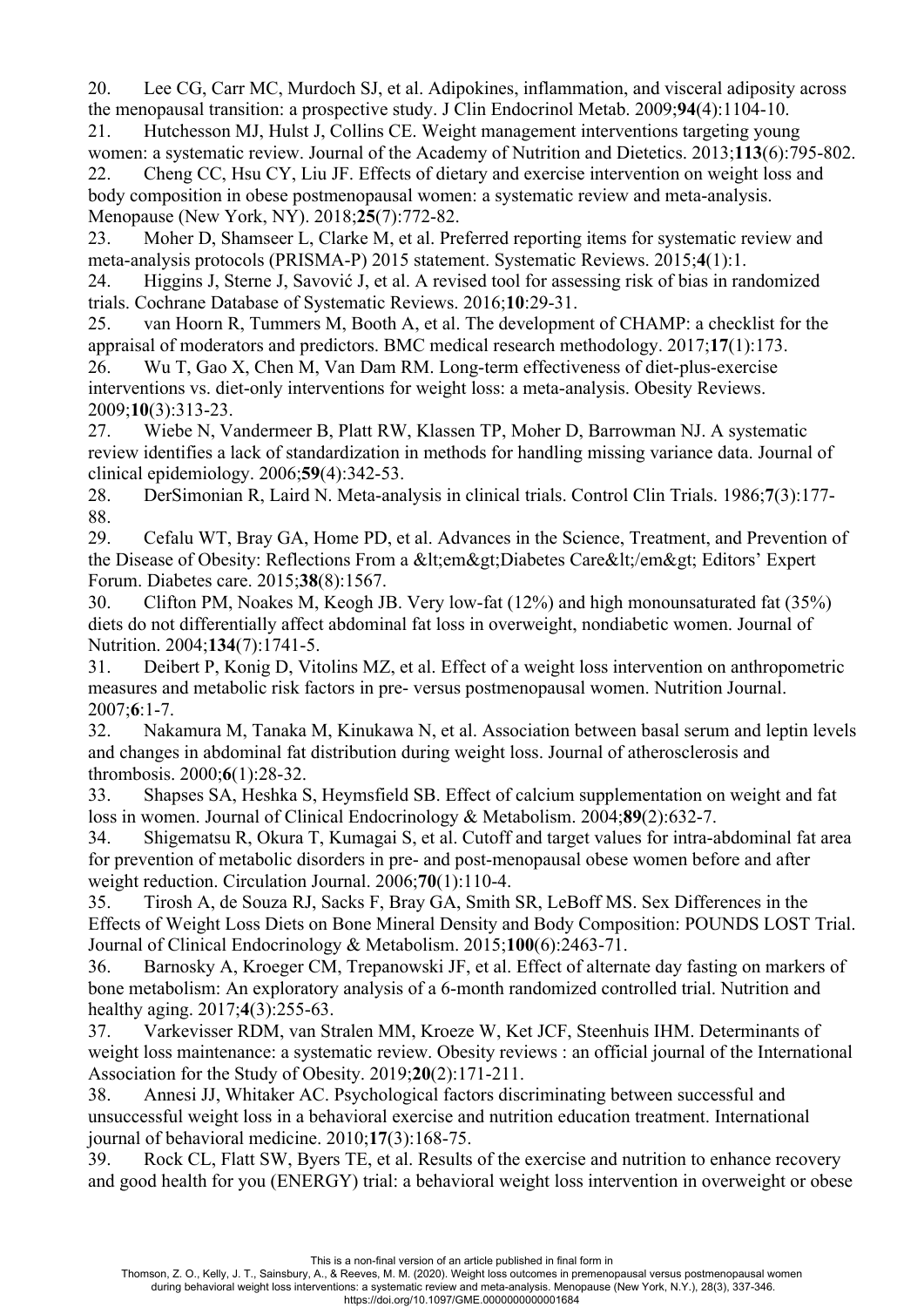20. Lee CG, Carr MC, Murdoch SJ, et al. Adipokines, inflammation, and visceral adiposity across the menopausal transition: a prospective study. J Clin Endocrinol Metab. 2009;**94**(4):1104-10.

21. Hutchesson MJ, Hulst J, Collins CE. Weight management interventions targeting young women: a systematic review. Journal of the Academy of Nutrition and Dietetics. 2013;**113**(6):795-802.

22. Cheng CC, Hsu CY, Liu JF. Effects of dietary and exercise intervention on weight loss and body composition in obese postmenopausal women: a systematic review and meta-analysis. Menopause (New York, NY). 2018;**25**(7):772-82.

23. Moher D, Shamseer L, Clarke M, et al. Preferred reporting items for systematic review and meta-analysis protocols (PRISMA-P) 2015 statement. Systematic Reviews. 2015;**4**(1):1.

24. Higgins J, Sterne J, Savović J, et al. A revised tool for assessing risk of bias in randomized trials. Cochrane Database of Systematic Reviews. 2016;**10**:29-31.

25. van Hoorn R, Tummers M, Booth A, et al. The development of CHAMP: a checklist for the appraisal of moderators and predictors. BMC medical research methodology. 2017;**17**(1):173.

26. Wu T, Gao X, Chen M, Van Dam RM. Long-term effectiveness of diet-plus-exercise interventions vs. diet-only interventions for weight loss: a meta-analysis. Obesity Reviews. 2009;**10**(3):313-23.

27. Wiebe N, Vandermeer B, Platt RW, Klassen TP, Moher D, Barrowman NJ. A systematic review identifies a lack of standardization in methods for handling missing variance data. Journal of clinical epidemiology. 2006;**59**(4):342-53.

28. DerSimonian R, Laird N. Meta-analysis in clinical trials. Control Clin Trials. 1986;**7**(3):177-88.

29. Cefalu WT, Bray GA, Home PD, et al. Advances in the Science, Treatment, and Prevention of the Disease of Obesity: Reflections From a &lt;em&gt;Diabetes Care&lt;/em&gt; Editors' Expert Forum. Diabetes care. 2015;**38**(8):1567.

30. Clifton PM, Noakes M, Keogh JB. Very low-fat (12%) and high monounsaturated fat (35%) diets do not differentially affect abdominal fat loss in overweight, nondiabetic women. Journal of Nutrition. 2004;**134**(7):1741-5.

31. Deibert P, Konig D, Vitolins MZ, et al. Effect of a weight loss intervention on anthropometric measures and metabolic risk factors in pre- versus postmenopausal women. Nutrition Journal. 2007;**6**:1-7.

32. Nakamura M, Tanaka M, Kinukawa N, et al. Association between basal serum and leptin levels and changes in abdominal fat distribution during weight loss. Journal of atherosclerosis and thrombosis. 2000;**6**(1):28-32.

33. Shapses SA, Heshka S, Heymsfield SB. Effect of calcium supplementation on weight and fat loss in women. Journal of Clinical Endocrinology & Metabolism. 2004;**89**(2):632-7.

34. Shigematsu R, Okura T, Kumagai S, et al. Cutoff and target values for intra-abdominal fat area for prevention of metabolic disorders in pre- and post-menopausal obese women before and after weight reduction. Circulation Journal. 2006;**70**(1):110-4.

35. Tirosh A, de Souza RJ, Sacks F, Bray GA, Smith SR, LeBoff MS. Sex Differences in the Effects of Weight Loss Diets on Bone Mineral Density and Body Composition: POUNDS LOST Trial. Journal of Clinical Endocrinology & Metabolism. 2015;**100**(6):2463-71.

36. Barnosky A, Kroeger CM, Trepanowski JF, et al. Effect of alternate day fasting on markers of bone metabolism: An exploratory analysis of a 6-month randomized controlled trial. Nutrition and healthy aging. 2017;**4**(3):255-63.

37. Varkevisser RDM, van Stralen MM, Kroeze W, Ket JCF, Steenhuis IHM. Determinants of weight loss maintenance: a systematic review. Obesity reviews : an official journal of the International Association for the Study of Obesity. 2019;**20**(2):171-211.

38. Annesi JJ, Whitaker AC. Psychological factors discriminating between successful and unsuccessful weight loss in a behavioral exercise and nutrition education treatment. International journal of behavioral medicine. 2010;**17**(3):168-75.

39. Rock CL, Flatt SW, Byers TE, et al. Results of the exercise and nutrition to enhance recovery and good health for you (ENERGY) trial: a behavioral weight loss intervention in overweight or obese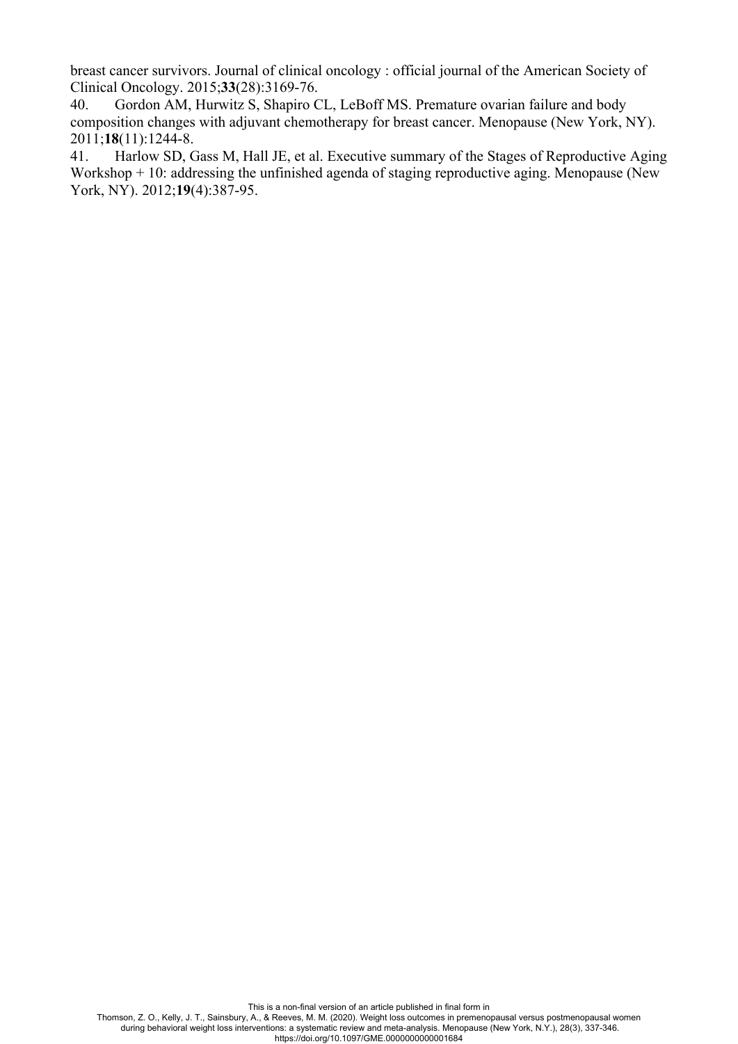breast cancer survivors. Journal of clinical oncology : official journal of the American Society of Clinical Oncology. 2015;**33**(28):3169-76.

40. Gordon AM, Hurwitz S, Shapiro CL, LeBoff MS. Premature ovarian failure and body composition changes with adjuvant chemotherapy for breast cancer. Menopause (New York, NY). 2011;**18**(11):1244-8.

41. Harlow SD, Gass M, Hall JE, et al. Executive summary of the Stages of Reproductive Aging Workshop + 10: addressing the unfinished agenda of staging reproductive aging. Menopause (New York, NY). 2012;**19**(4):387-95.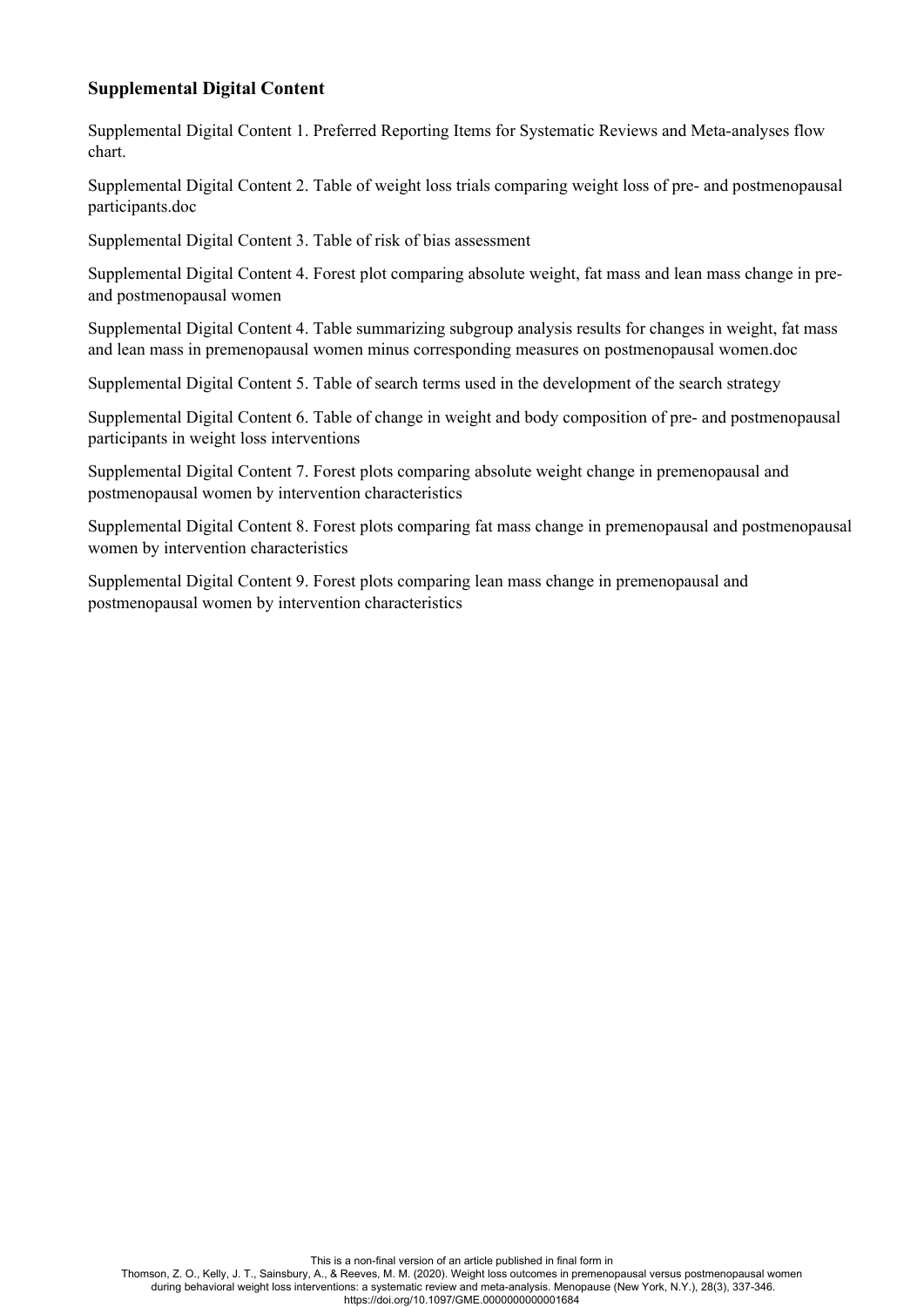## Supplemental Digital Content

Supplemental Digital Content 1. Preferred Reporting Items for Systematic Reviews and Meta-analyses flow chart.

Supplemental Digital Content 2. Table of weight loss trials comparing weight loss of pre- and postmenopausal participants.doc

Supplemental Digital Content 3. Table of risk of bias assessment

Supplemental Digital Content 4. Forest plot comparing absolute weight, fat mass and lean mass change in pre- and postmenopausal women

Supplemental Digital Content 4. Table summarizing subgroup analysis results for changes in weight, fat mass and lean mass in premenopausal women minus corresponding measures on postmenopausal women.doc

Supplemental Digital Content 5. Table of search terms used in the development of the search strategy

Supplemental Digital Content 6. Table of change in weight and body composition of pre- and postmenopausal participants in weight loss interventions

Supplemental Digital Content 7. Forest plots comparing absolute weight change in premenopausal and postmenopausal women by intervention characteristics

Supplemental Digital Content 8. Forest plots comparing fat mass change in premenopausal and postmenopausal women by intervention characteristics

Supplemental Digital Content 9. Forest plots comparing lean mass change in premenopausal and postmenopausal women by intervention characteristics